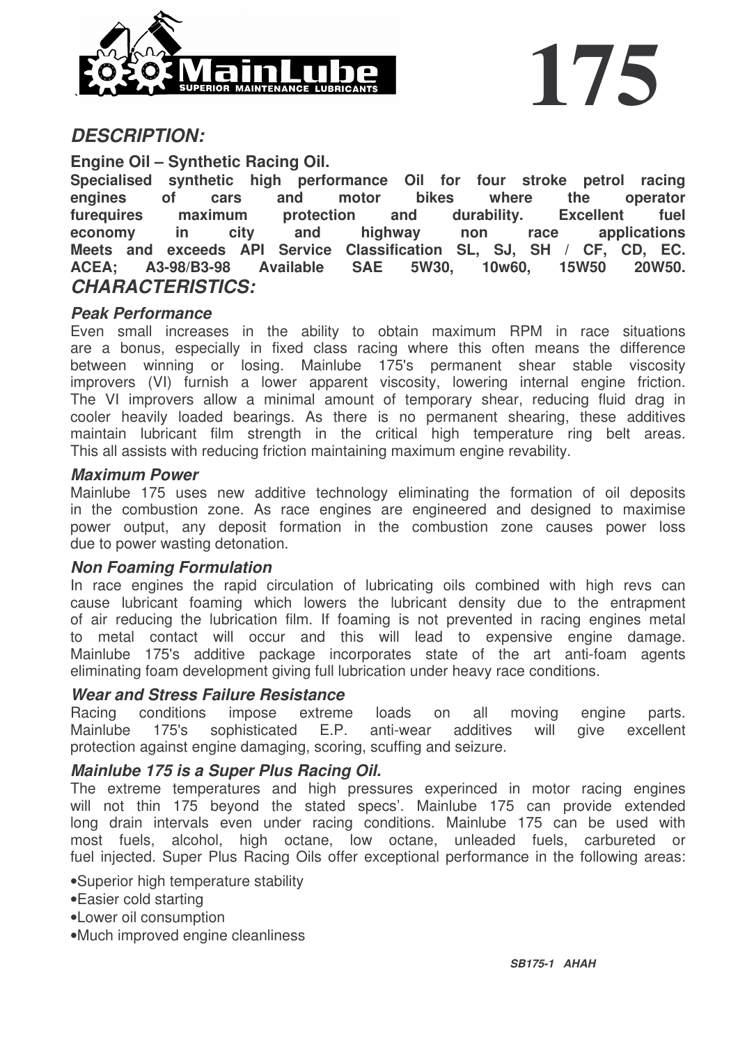MainLube
SUPERIOR MAINTENANCE LUBRICANTS

# 175

## *DESCRIPTION:*

**Engine Oil – Synthetic Racing Oil.**

**Specialised synthetic high performance Oil for four stroke petrol racing engines of cars and motor bikes where the operator furequires maximum protection and durability. Excellent fuel economy in city and highway non race applications Meets and exceeds API Service Classification SL, SJ, SH / CF, CD, EC. ACEA; A3-98/B3-98 Available SAE 5W30, 10w60, 15W50 20W50.**

## *CHARACTERISTICS:*

### *Peak Performance*

Even small increases in the ability to obtain maximum RPM in race situations are a bonus, especially in fixed class racing where this often means the difference between winning or losing. Mainlube 175's permanent shear stable viscosity improvers (VI) furnish a lower apparent viscosity, lowering internal engine friction. The VI improvers allow a minimal amount of temporary shear, reducing fluid drag in cooler heavily loaded bearings. As there is no permanent shearing, these additives maintain lubricant film strength in the critical high temperature ring belt areas. This all assists with reducing friction maintaining maximum engine revability.

### *Maximum Power*

Mainlube 175 uses new additive technology eliminating the formation of oil deposits in the combustion zone. As race engines are engineered and designed to maximise power output, any deposit formation in the combustion zone causes power loss due to power wasting detonation.

### *Non Foaming Formulation*

In race engines the rapid circulation of lubricating oils combined with high revs can cause lubricant foaming which lowers the lubricant density due to the entrapment of air reducing the lubrication film. If foaming is not prevented in racing engines metal to metal contact will occur and this will lead to expensive engine damage. Mainlube 175's additive package incorporates state of the art anti-foam agents eliminating foam development giving full lubrication under heavy race conditions.

### *Wear and Stress Failure Resistance*

Racing conditions impose extreme loads on all moving engine parts. Mainlube 175's sophisticated E.P. anti-wear additives will give excellent protection against engine damaging, scoring, scuffing and seizure.

### *Mainlube 175 is a Super Plus Racing Oil.*

The extreme temperatures and high pressures experinced in motor racing engines will not thin 175 beyond the stated specs'. Mainlube 175 can provide extended long drain intervals even under racing conditions. Mainlube 175 can be used with most fuels, alcohol, high octane, low octane, unleaded fuels, carbureted or fuel injected. Super Plus Racing Oils offer exceptional performance in the following areas:

- Superior high temperature stability
- Easier cold starting
- Lower oil consumption
- Much improved engine cleanliness

***SB175-1 AHAH***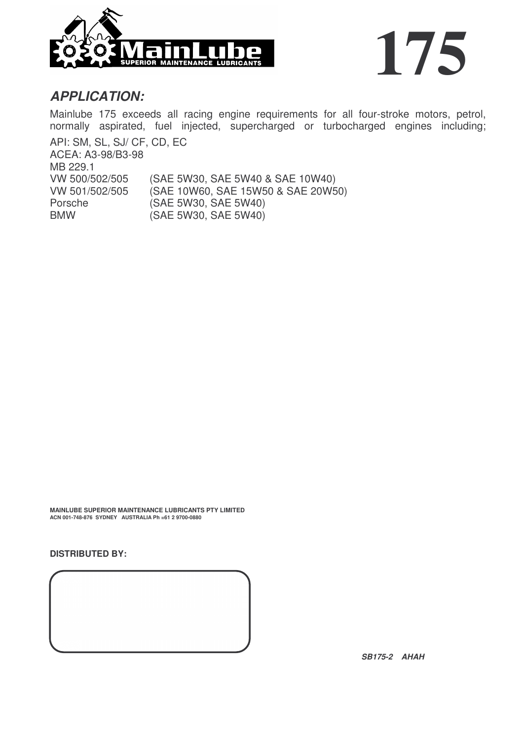# 175

### *APPLICATION:*

Mainlube 175 exceeds all racing engine requirements for all four-stroke motors, petrol, normally aspirated, fuel injected, supercharged or turbocharged engines including;

API: SM, SL, SJ/ CF, CD, EC
ACEA: A3-98/B3-98
MB 229.1

| | |
|---|---|
| VW 500/502/505 | (SAE 5W30, SAE 5W40 & SAE 10W40) |
| VW 501/502/505 | (SAE 10W60, SAE 15W50 & SAE 20W50) |
| Porsche | (SAE 5W30, SAE 5W40) |
| BMW | (SAE 5W30, SAE 5W40) |

**MAINLUBE SUPERIOR MAINTENANCE LUBRICANTS PTY LIMITED**
**ACN 001-748-876 SYDNEY AUSTRALIA Ph =61 2 9700-0880**

**DISTRIBUTED BY:**

***SB175-2 AHAH***